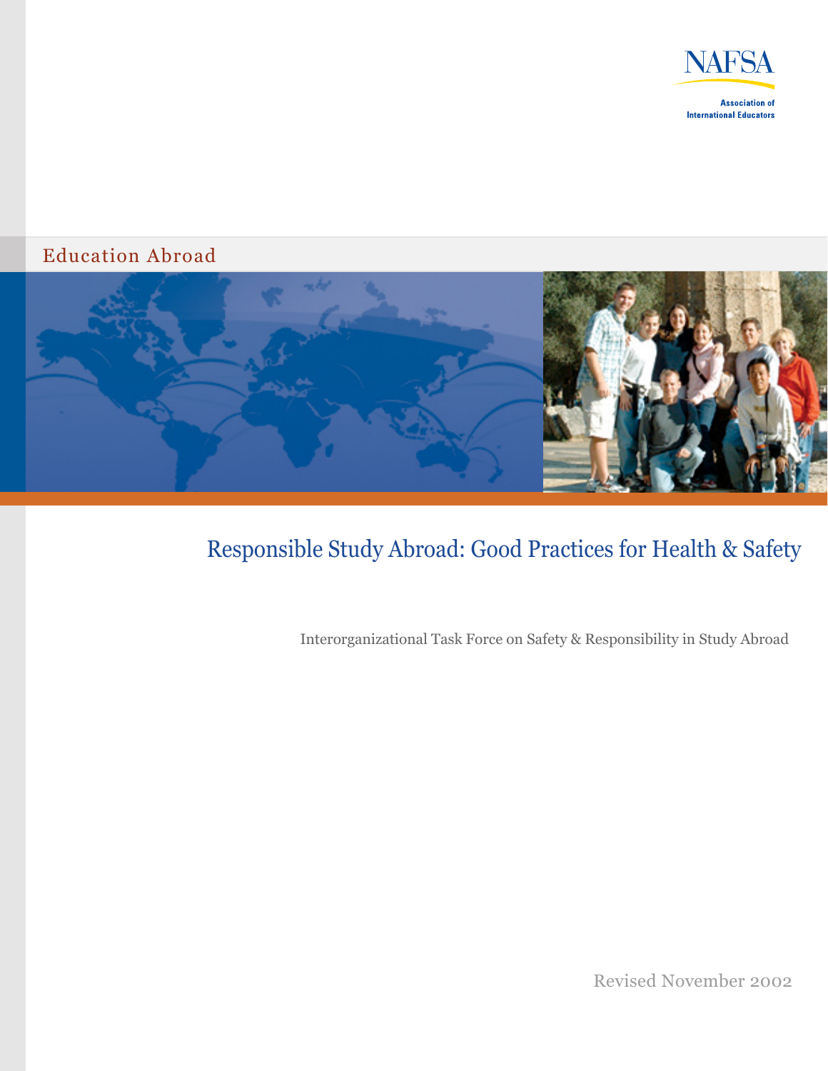NAFSA

Association of International Educators

Education Abroad

# Responsible Study Abroad: Good Practices for Health & Safety

Interorganizational Task Force on Safety & Responsibility in Study Abroad

Revised November 2002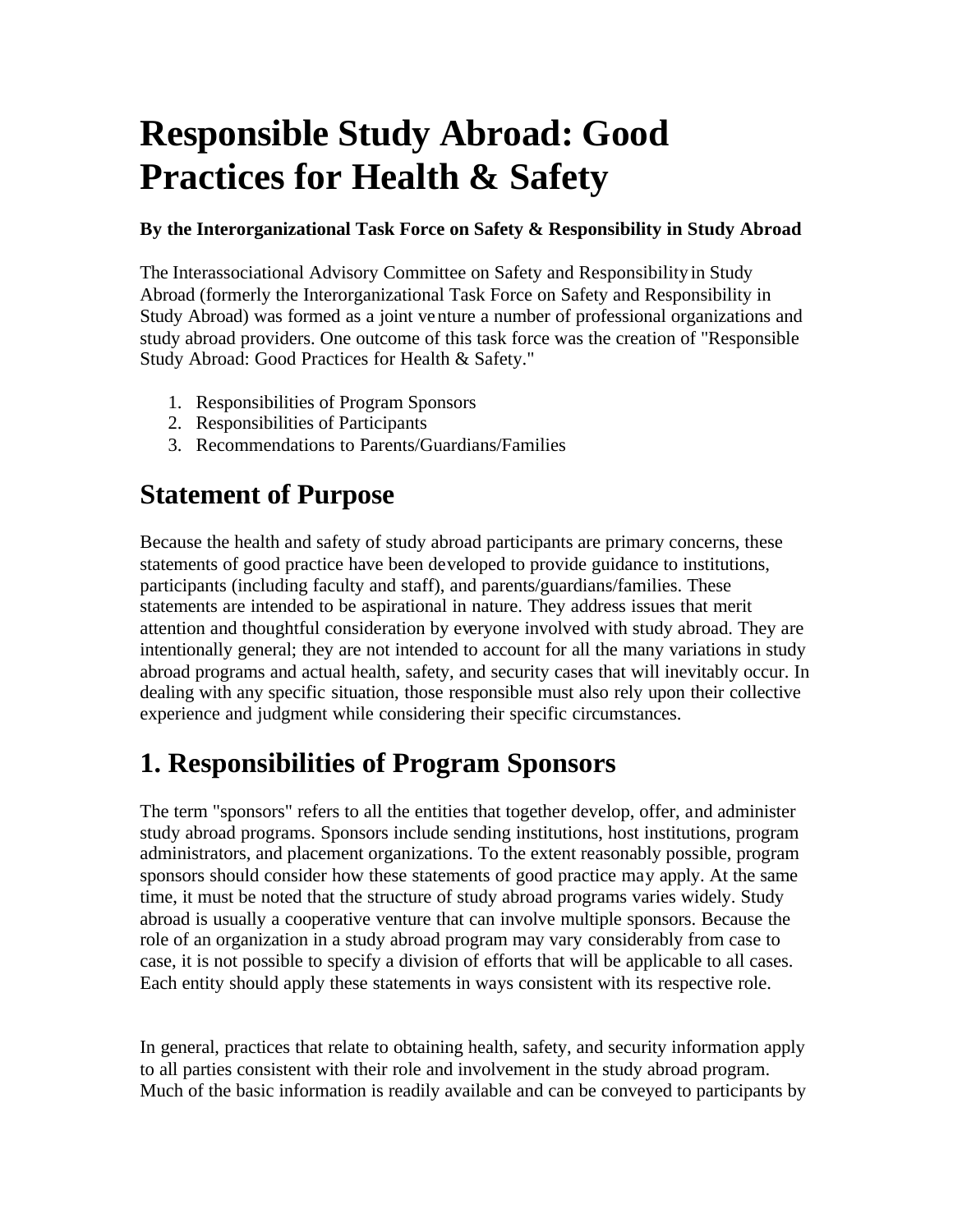# Responsible Study Abroad: Good Practices for Health & Safety

**By the Interorganizational Task Force on Safety & Responsibility in Study Abroad**

The Interassociational Advisory Committee on Safety and Responsibility in Study Abroad (formerly the Interorganizational Task Force on Safety and Responsibility in Study Abroad) was formed as a joint venture a number of professional organizations and study abroad providers. One outcome of this task force was the creation of "Responsible Study Abroad: Good Practices for Health & Safety."

1. Responsibilities of Program Sponsors
2. Responsibilities of Participants
3. Recommendations to Parents/Guardians/Families

## Statement of Purpose

Because the health and safety of study abroad participants are primary concerns, these statements of good practice have been developed to provide guidance to institutions, participants (including faculty and staff), and parents/guardians/families. These statements are intended to be aspirational in nature. They address issues that merit attention and thoughtful consideration by everyone involved with study abroad. They are intentionally general; they are not intended to account for all the many variations in study abroad programs and actual health, safety, and security cases that will inevitably occur. In dealing with any specific situation, those responsible must also rely upon their collective experience and judgment while considering their specific circumstances.

## 1. Responsibilities of Program Sponsors

The term "sponsors" refers to all the entities that together develop, offer, and administer study abroad programs. Sponsors include sending institutions, host institutions, program administrators, and placement organizations. To the extent reasonably possible, program sponsors should consider how these statements of good practice may apply. At the same time, it must be noted that the structure of study abroad programs varies widely. Study abroad is usually a cooperative venture that can involve multiple sponsors. Because the role of an organization in a study abroad program may vary considerably from case to case, it is not possible to specify a division of efforts that will be applicable to all cases. Each entity should apply these statements in ways consistent with its respective role.

In general, practices that relate to obtaining health, safety, and security information apply to all parties consistent with their role and involvement in the study abroad program. Much of the basic information is readily available and can be conveyed to participants by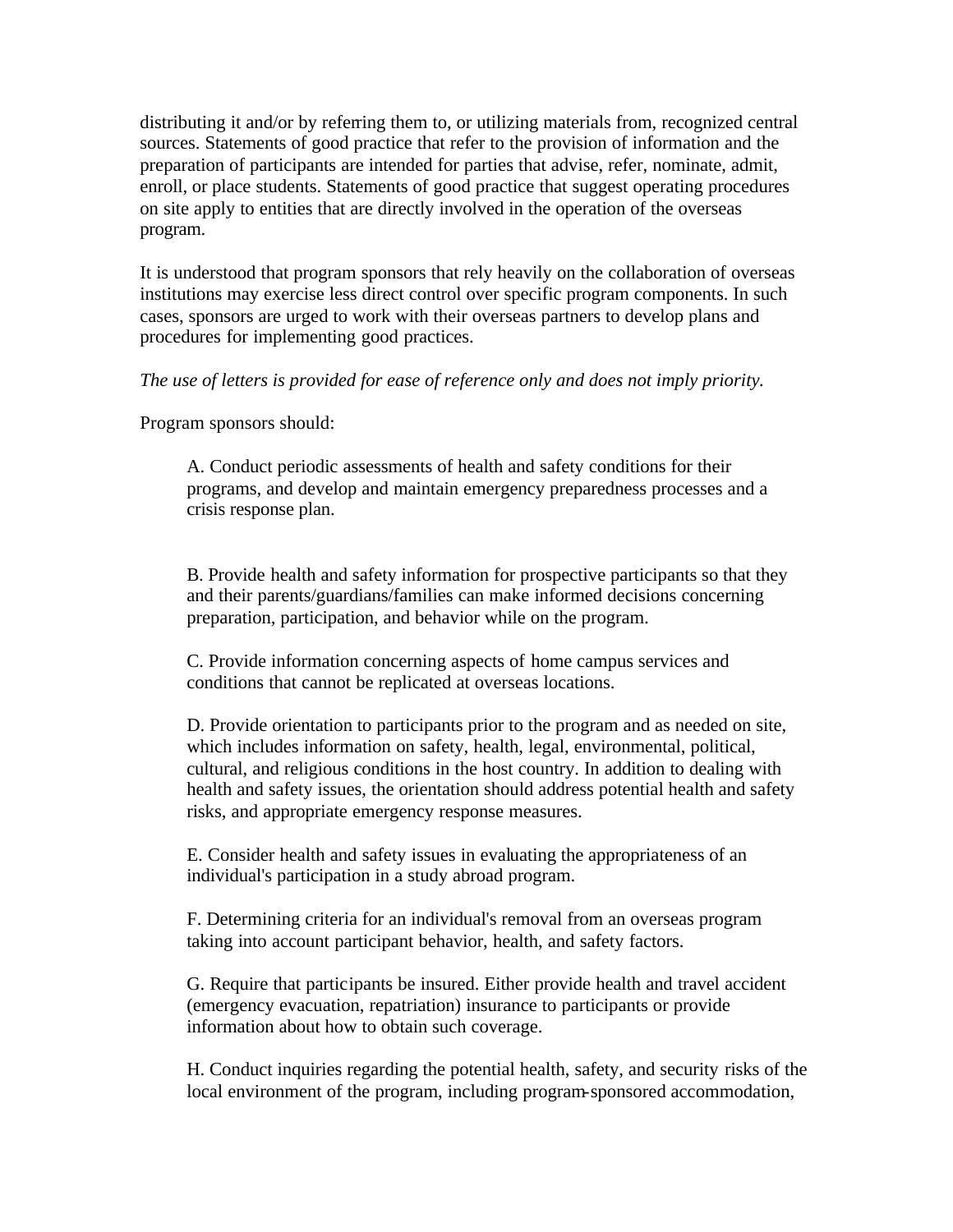distributing it and/or by referring them to, or utilizing materials from, recognized central sources. Statements of good practice that refer to the provision of information and the preparation of participants are intended for parties that advise, refer, nominate, admit, enroll, or place students. Statements of good practice that suggest operating procedures on site apply to entities that are directly involved in the operation of the overseas program.

It is understood that program sponsors that rely heavily on the collaboration of overseas institutions may exercise less direct control over specific program components. In such cases, sponsors are urged to work with their overseas partners to develop plans and procedures for implementing good practices.

*The use of letters is provided for ease of reference only and does not imply priority.*

Program sponsors should:

A. Conduct periodic assessments of health and safety conditions for their programs, and develop and maintain emergency preparedness processes and a crisis response plan.

B. Provide health and safety information for prospective participants so that they and their parents/guardians/families can make informed decisions concerning preparation, participation, and behavior while on the program.

C. Provide information concerning aspects of home campus services and conditions that cannot be replicated at overseas locations.

D. Provide orientation to participants prior to the program and as needed on site, which includes information on safety, health, legal, environmental, political, cultural, and religious conditions in the host country. In addition to dealing with health and safety issues, the orientation should address potential health and safety risks, and appropriate emergency response measures.

E. Consider health and safety issues in evaluating the appropriateness of an individual's participation in a study abroad program.

F. Determining criteria for an individual's removal from an overseas program taking into account participant behavior, health, and safety factors.

G. Require that participants be insured. Either provide health and travel accident (emergency evacuation, repatriation) insurance to participants or provide information about how to obtain such coverage.

H. Conduct inquiries regarding the potential health, safety, and security risks of the local environment of the program, including program-sponsored accommodation,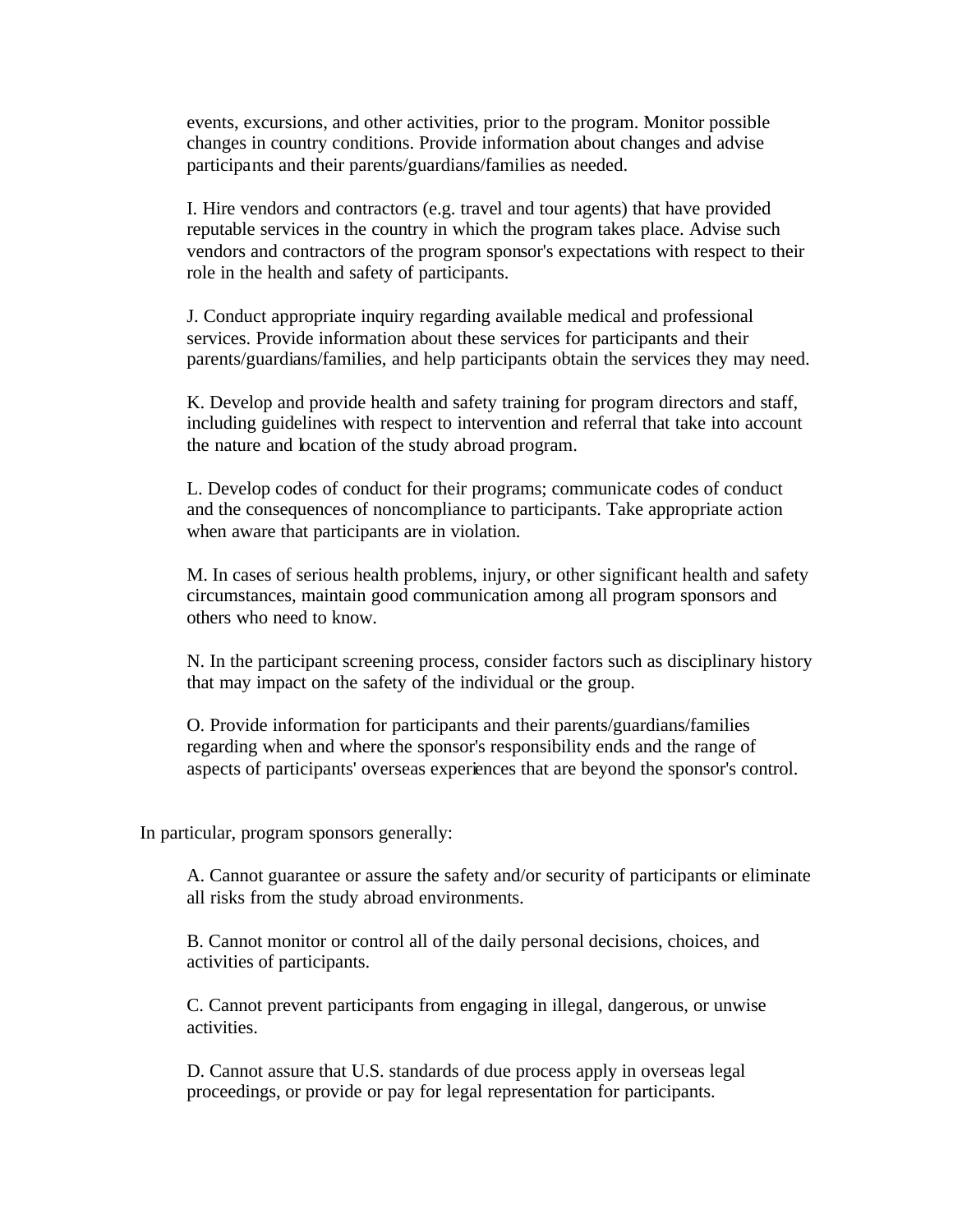events, excursions, and other activities, prior to the program. Monitor possible changes in country conditions. Provide information about changes and advise participants and their parents/guardians/families as needed.

I. Hire vendors and contractors (e.g. travel and tour agents) that have provided reputable services in the country in which the program takes place. Advise such vendors and contractors of the program sponsor's expectations with respect to their role in the health and safety of participants.

J. Conduct appropriate inquiry regarding available medical and professional services. Provide information about these services for participants and their parents/guardians/families, and help participants obtain the services they may need.

K. Develop and provide health and safety training for program directors and staff, including guidelines with respect to intervention and referral that take into account the nature and location of the study abroad program.

L. Develop codes of conduct for their programs; communicate codes of conduct and the consequences of noncompliance to participants. Take appropriate action when aware that participants are in violation.

M. In cases of serious health problems, injury, or other significant health and safety circumstances, maintain good communication among all program sponsors and others who need to know.

N. In the participant screening process, consider factors such as disciplinary history that may impact on the safety of the individual or the group.

O. Provide information for participants and their parents/guardians/families regarding when and where the sponsor's responsibility ends and the range of aspects of participants' overseas experiences that are beyond the sponsor's control.

In particular, program sponsors generally:

A. Cannot guarantee or assure the safety and/or security of participants or eliminate all risks from the study abroad environments.

B. Cannot monitor or control all of the daily personal decisions, choices, and activities of participants.

C. Cannot prevent participants from engaging in illegal, dangerous, or unwise activities.

D. Cannot assure that U.S. standards of due process apply in overseas legal proceedings, or provide or pay for legal representation for participants.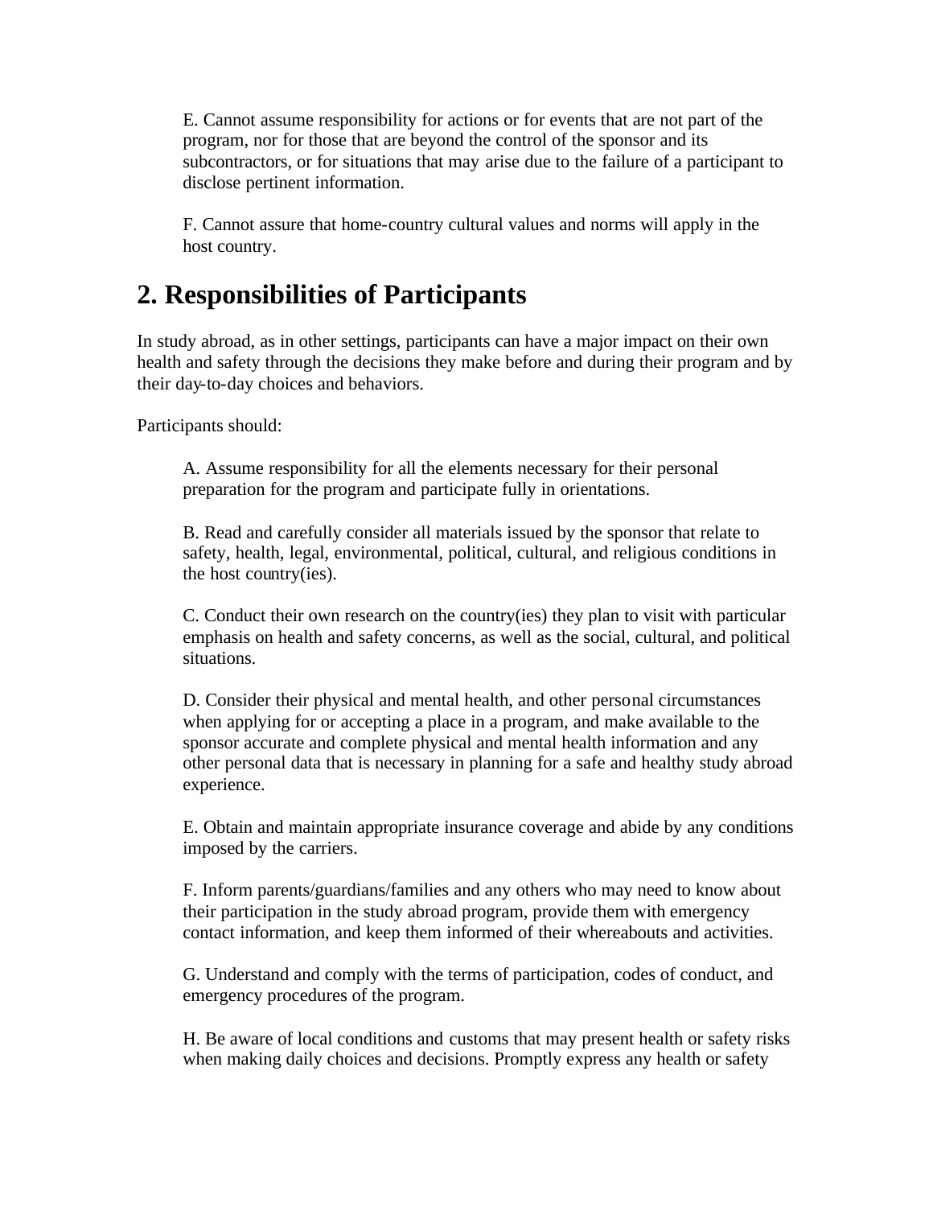E. Cannot assume responsibility for actions or for events that are not part of the program, nor for those that are beyond the control of the sponsor and its subcontractors, or for situations that may arise due to the failure of a participant to disclose pertinent information.

F. Cannot assure that home-country cultural values and norms will apply in the host country.

## 2. Responsibilities of Participants

In study abroad, as in other settings, participants can have a major impact on their own health and safety through the decisions they make before and during their program and by their day-to-day choices and behaviors.

Participants should:

A. Assume responsibility for all the elements necessary for their personal preparation for the program and participate fully in orientations.

B. Read and carefully consider all materials issued by the sponsor that relate to safety, health, legal, environmental, political, cultural, and religious conditions in the host country(ies).

C. Conduct their own research on the country(ies) they plan to visit with particular emphasis on health and safety concerns, as well as the social, cultural, and political situations.

D. Consider their physical and mental health, and other personal circumstances when applying for or accepting a place in a program, and make available to the sponsor accurate and complete physical and mental health information and any other personal data that is necessary in planning for a safe and healthy study abroad experience.

E. Obtain and maintain appropriate insurance coverage and abide by any conditions imposed by the carriers.

F. Inform parents/guardians/families and any others who may need to know about their participation in the study abroad program, provide them with emergency contact information, and keep them informed of their whereabouts and activities.

G. Understand and comply with the terms of participation, codes of conduct, and emergency procedures of the program.

H. Be aware of local conditions and customs that may present health or safety risks when making daily choices and decisions. Promptly express any health or safety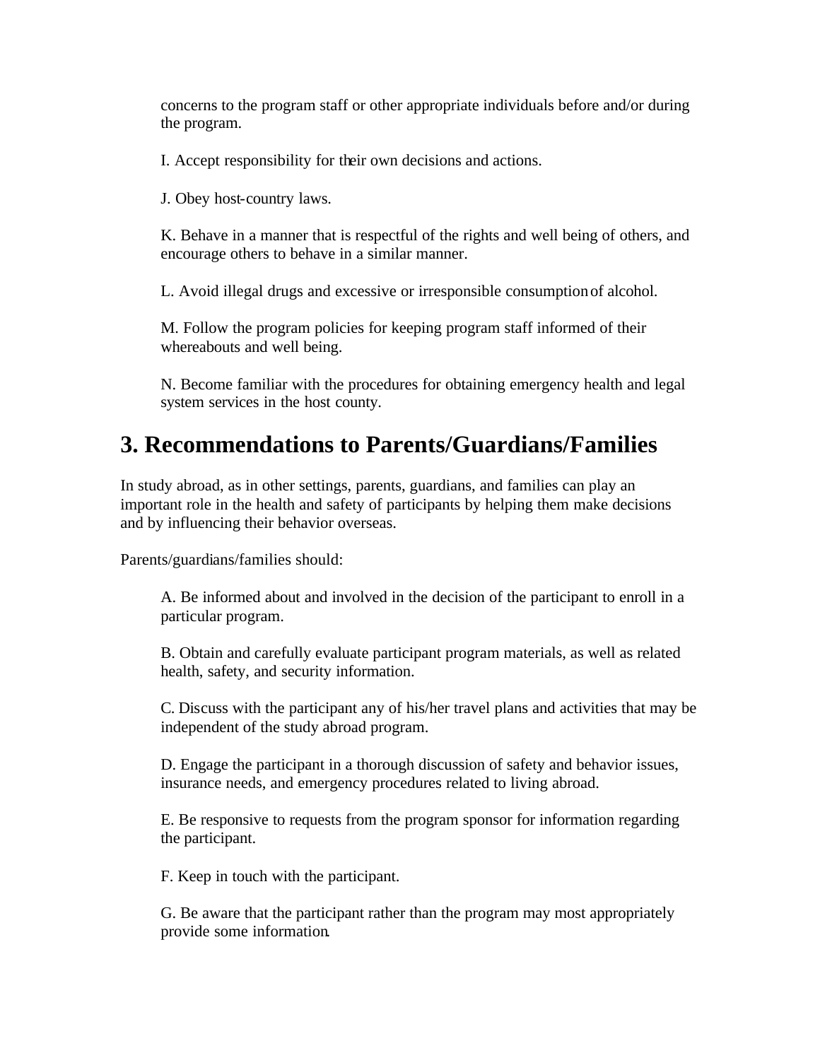concerns to the program staff or other appropriate individuals before and/or during the program.

I. Accept responsibility for their own decisions and actions.

J. Obey host-country laws.

K. Behave in a manner that is respectful of the rights and well being of others, and encourage others to behave in a similar manner.

L. Avoid illegal drugs and excessive or irresponsible consumption of alcohol.

M. Follow the program policies for keeping program staff informed of their whereabouts and well being.

N. Become familiar with the procedures for obtaining emergency health and legal system services in the host county.

## 3. Recommendations to Parents/Guardians/Families

In study abroad, as in other settings, parents, guardians, and families can play an important role in the health and safety of participants by helping them make decisions and by influencing their behavior overseas.

Parents/guardians/families should:

A. Be informed about and involved in the decision of the participant to enroll in a particular program.

B. Obtain and carefully evaluate participant program materials, as well as related health, safety, and security information.

C. Discuss with the participant any of his/her travel plans and activities that may be independent of the study abroad program.

D. Engage the participant in a thorough discussion of safety and behavior issues, insurance needs, and emergency procedures related to living abroad.

E. Be responsive to requests from the program sponsor for information regarding the participant.

F. Keep in touch with the participant.

G. Be aware that the participant rather than the program may most appropriately provide some information.